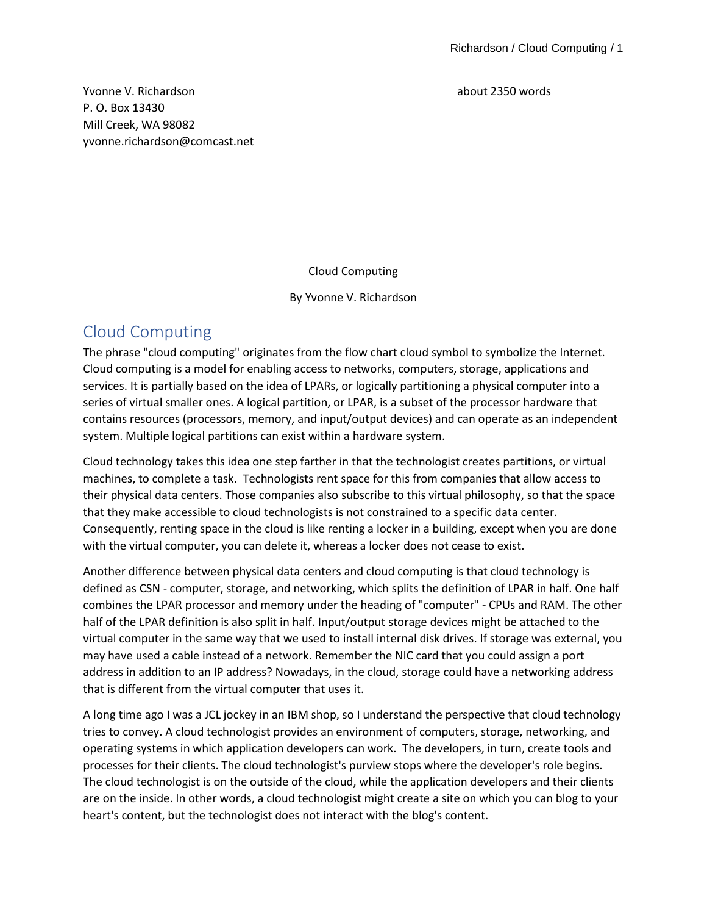Yvonne V. Richardson
P. O. Box 13430
Mill Creek, WA 98082
yvonne.richardson@comcast.net

about 2350 words

Cloud Computing

By Yvonne V. Richardson

## Cloud Computing

The phrase "cloud computing" originates from the flow chart cloud symbol to symbolize the Internet. Cloud computing is a model for enabling access to networks, computers, storage, applications and services. It is partially based on the idea of LPARs, or logically partitioning a physical computer into a series of virtual smaller ones. A logical partition, or LPAR, is a subset of the processor hardware that contains resources (processors, memory, and input/output devices) and can operate as an independent system. Multiple logical partitions can exist within a hardware system.

Cloud technology takes this idea one step farther in that the technologist creates partitions, or virtual machines, to complete a task. Technologists rent space for this from companies that allow access to their physical data centers. Those companies also subscribe to this virtual philosophy, so that the space that they make accessible to cloud technologists is not constrained to a specific data center. Consequently, renting space in the cloud is like renting a locker in a building, except when you are done with the virtual computer, you can delete it, whereas a locker does not cease to exist.

Another difference between physical data centers and cloud computing is that cloud technology is defined as CSN - computer, storage, and networking, which splits the definition of LPAR in half. One half combines the LPAR processor and memory under the heading of "computer" - CPUs and RAM. The other half of the LPAR definition is also split in half. Input/output storage devices might be attached to the virtual computer in the same way that we used to install internal disk drives. If storage was external, you may have used a cable instead of a network. Remember the NIC card that you could assign a port address in addition to an IP address? Nowadays, in the cloud, storage could have a networking address that is different from the virtual computer that uses it.

A long time ago I was a JCL jockey in an IBM shop, so I understand the perspective that cloud technology tries to convey. A cloud technologist provides an environment of computers, storage, networking, and operating systems in which application developers can work. The developers, in turn, create tools and processes for their clients. The cloud technologist's purview stops where the developer's role begins. The cloud technologist is on the outside of the cloud, while the application developers and their clients are on the inside. In other words, a cloud technologist might create a site on which you can blog to your heart's content, but the technologist does not interact with the blog's content.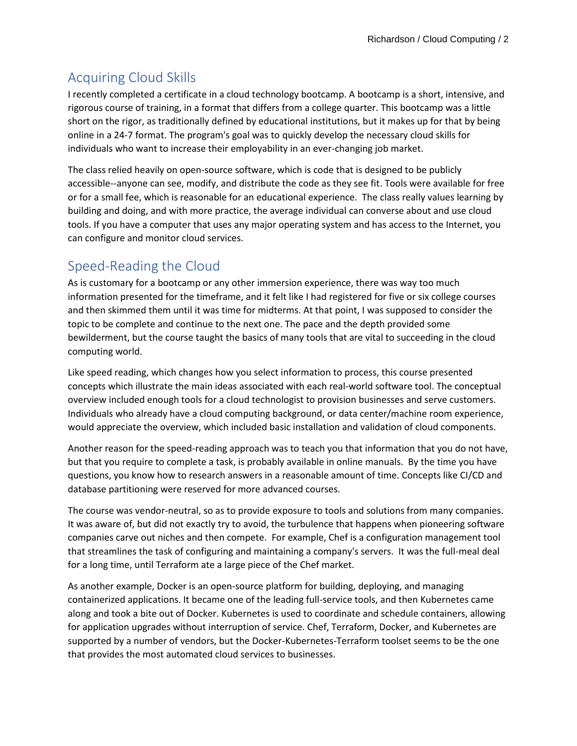## Acquiring Cloud Skills

I recently completed a certificate in a cloud technology bootcamp. A bootcamp is a short, intensive, and rigorous course of training, in a format that differs from a college quarter. This bootcamp was a little short on the rigor, as traditionally defined by educational institutions, but it makes up for that by being online in a 24-7 format. The program's goal was to quickly develop the necessary cloud skills for individuals who want to increase their employability in an ever-changing job market.

The class relied heavily on open-source software, which is code that is designed to be publicly accessible--anyone can see, modify, and distribute the code as they see fit. Tools were available for free or for a small fee, which is reasonable for an educational experience. The class really values learning by building and doing, and with more practice, the average individual can converse about and use cloud tools. If you have a computer that uses any major operating system and has access to the Internet, you can configure and monitor cloud services.

## Speed-Reading the Cloud

As is customary for a bootcamp or any other immersion experience, there was way too much information presented for the timeframe, and it felt like I had registered for five or six college courses and then skimmed them until it was time for midterms. At that point, I was supposed to consider the topic to be complete and continue to the next one. The pace and the depth provided some bewilderment, but the course taught the basics of many tools that are vital to succeeding in the cloud computing world.

Like speed reading, which changes how you select information to process, this course presented concepts which illustrate the main ideas associated with each real-world software tool. The conceptual overview included enough tools for a cloud technologist to provision businesses and serve customers. Individuals who already have a cloud computing background, or data center/machine room experience, would appreciate the overview, which included basic installation and validation of cloud components.

Another reason for the speed-reading approach was to teach you that information that you do not have, but that you require to complete a task, is probably available in online manuals. By the time you have questions, you know how to research answers in a reasonable amount of time. Concepts like CI/CD and database partitioning were reserved for more advanced courses.

The course was vendor-neutral, so as to provide exposure to tools and solutions from many companies. It was aware of, but did not exactly try to avoid, the turbulence that happens when pioneering software companies carve out niches and then compete. For example, Chef is a configuration management tool that streamlines the task of configuring and maintaining a company's servers. It was the full-meal deal for a long time, until Terraform ate a large piece of the Chef market.

As another example, Docker is an open-source platform for building, deploying, and managing containerized applications. It became one of the leading full-service tools, and then Kubernetes came along and took a bite out of Docker. Kubernetes is used to coordinate and schedule containers, allowing for application upgrades without interruption of service. Chef, Terraform, Docker, and Kubernetes are supported by a number of vendors, but the Docker-Kubernetes-Terraform toolset seems to be the one that provides the most automated cloud services to businesses.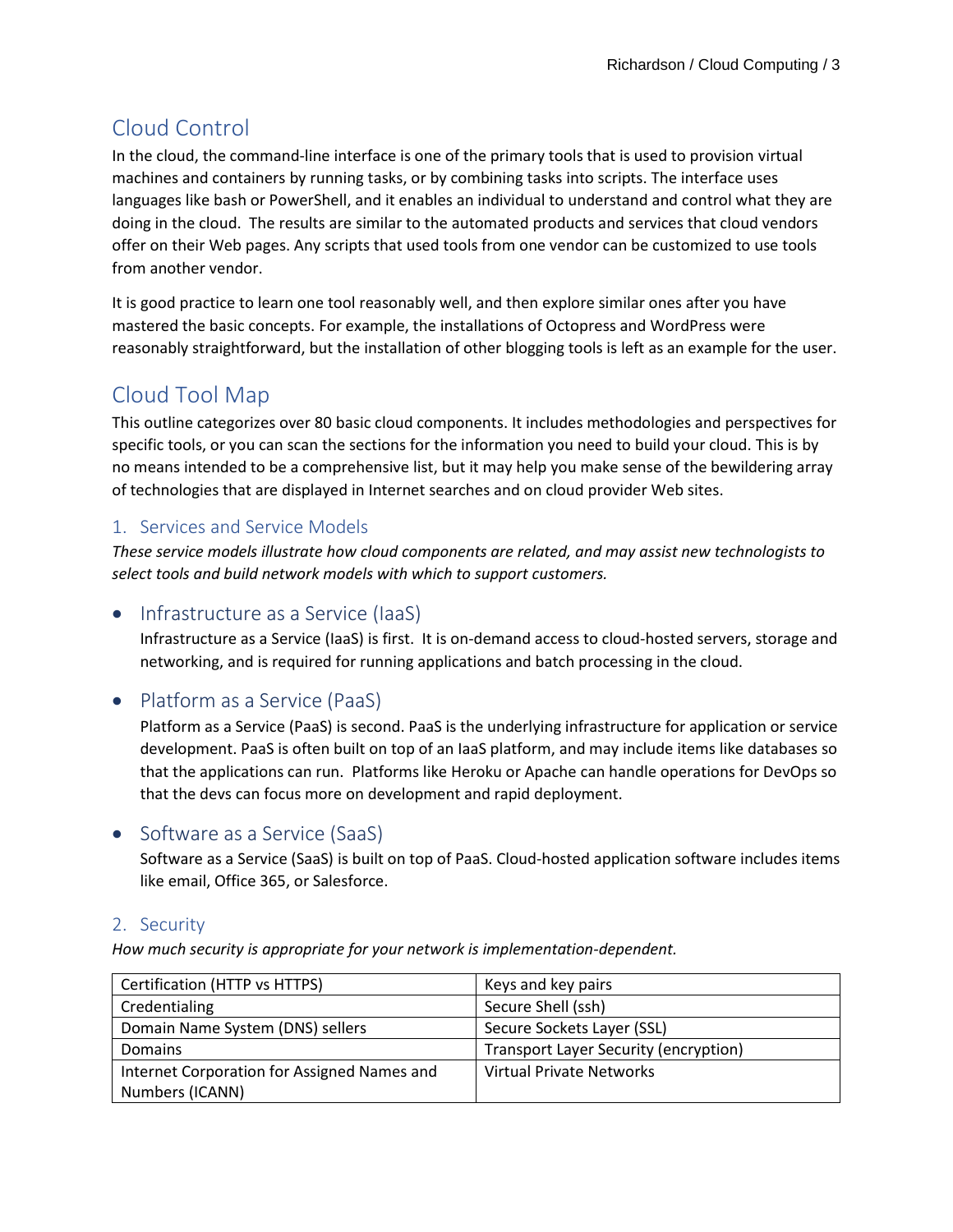## Cloud Control

In the cloud, the command-line interface is one of the primary tools that is used to provision virtual machines and containers by running tasks, or by combining tasks into scripts. The interface uses languages like bash or PowerShell, and it enables an individual to understand and control what they are doing in the cloud. The results are similar to the automated products and services that cloud vendors offer on their Web pages. Any scripts that used tools from one vendor can be customized to use tools from another vendor.

It is good practice to learn one tool reasonably well, and then explore similar ones after you have mastered the basic concepts. For example, the installations of Octopress and WordPress were reasonably straightforward, but the installation of other blogging tools is left as an example for the user.

## Cloud Tool Map

This outline categorizes over 80 basic cloud components. It includes methodologies and perspectives for specific tools, or you can scan the sections for the information you need to build your cloud. This is by no means intended to be a comprehensive list, but it may help you make sense of the bewildering array of technologies that are displayed in Internet searches and on cloud provider Web sites.

### 1. Services and Service Models

*These service models illustrate how cloud components are related, and may assist new technologists to select tools and build network models with which to support customers.*

- **Infrastructure as a Service (IaaS)**

  Infrastructure as a Service (IaaS) is first. It is on-demand access to cloud-hosted servers, storage and networking, and is required for running applications and batch processing in the cloud.

- **Platform as a Service (PaaS)**

  Platform as a Service (PaaS) is second. PaaS is the underlying infrastructure for application or service development. PaaS is often built on top of an IaaS platform, and may include items like databases so that the applications can run. Platforms like Heroku or Apache can handle operations for DevOps so that the devs can focus more on development and rapid deployment.

- **Software as a Service (SaaS)**

  Software as a Service (SaaS) is built on top of PaaS. Cloud-hosted application software includes items like email, Office 365, or Salesforce.

### 2. Security

*How much security is appropriate for your network is implementation-dependent.*

| | |
|---|---|
| Certification (HTTP vs HTTPS) | Keys and key pairs |
| Credentialing | Secure Shell (ssh) |
| Domain Name System (DNS) sellers | Secure Sockets Layer (SSL) |
| Domains | Transport Layer Security (encryption) |
| Internet Corporation for Assigned Names and Numbers (ICANN) | Virtual Private Networks |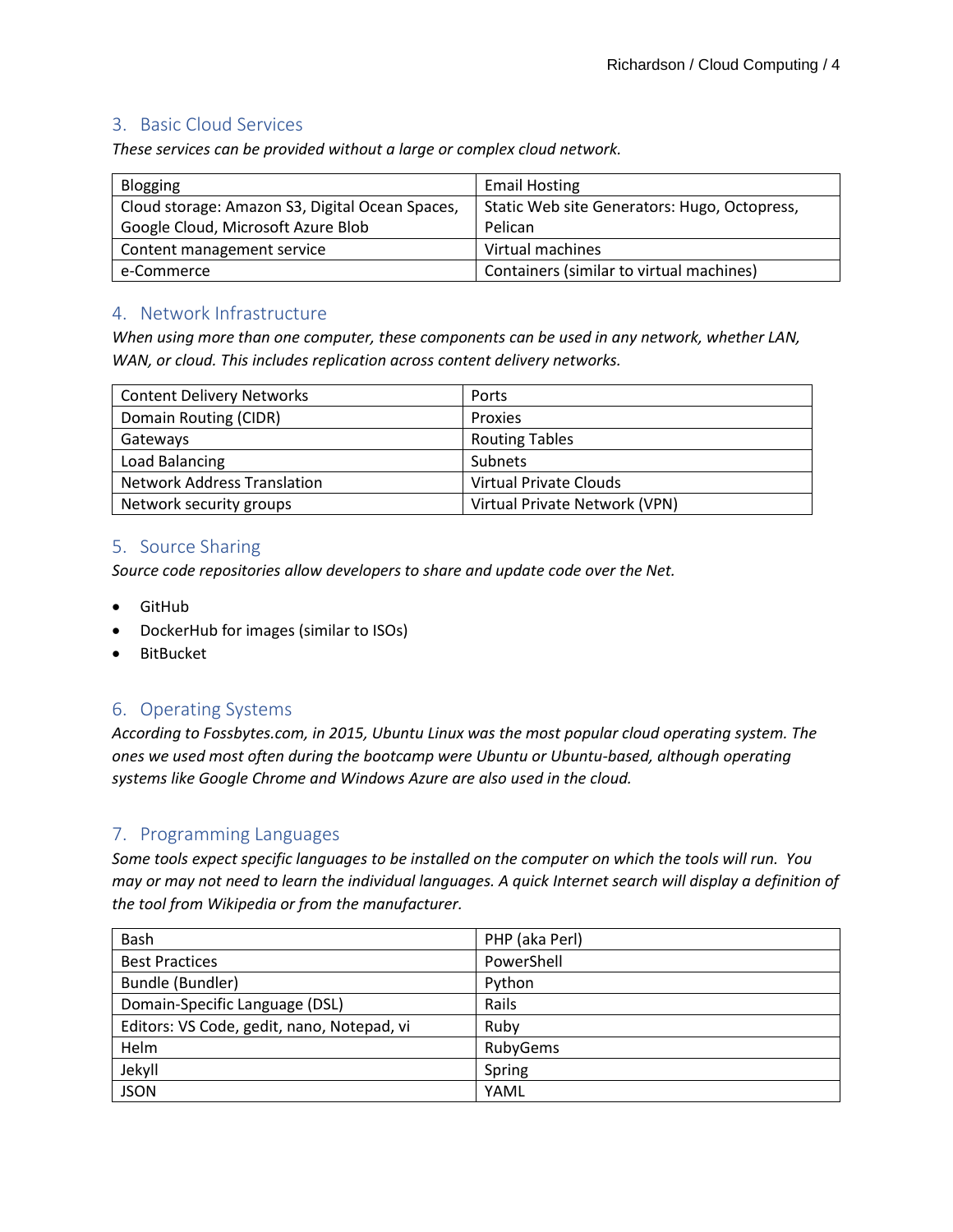## 3. Basic Cloud Services

*These services can be provided without a large or complex cloud network.*

| | |
|---|---|
| Blogging | Email Hosting |
| Cloud storage: Amazon S3, Digital Ocean Spaces, Google Cloud, Microsoft Azure Blob | Static Web site Generators: Hugo, Octopress, Pelican |
| Content management service | Virtual machines |
| e-Commerce | Containers (similar to virtual machines) |

## 4. Network Infrastructure

*When using more than one computer, these components can be used in any network, whether LAN, WAN, or cloud. This includes replication across content delivery networks.*

| | |
|---|---|
| Content Delivery Networks | Ports |
| Domain Routing (CIDR) | Proxies |
| Gateways | Routing Tables |
| Load Balancing | Subnets |
| Network Address Translation | Virtual Private Clouds |
| Network security groups | Virtual Private Network (VPN) |

## 5. Source Sharing

*Source code repositories allow developers to share and update code over the Net.*

- GitHub
- DockerHub for images (similar to ISOs)
- BitBucket

## 6. Operating Systems

*According to Fossbytes.com, in 2015, Ubuntu Linux was the most popular cloud operating system. The ones we used most often during the bootcamp were Ubuntu or Ubuntu-based, although operating systems like Google Chrome and Windows Azure are also used in the cloud.*

## 7. Programming Languages

*Some tools expect specific languages to be installed on the computer on which the tools will run. You may or may not need to learn the individual languages. A quick Internet search will display a definition of the tool from Wikipedia or from the manufacturer.*

| | |
|---|---|
| Bash | PHP (aka Perl) |
| Best Practices | PowerShell |
| Bundle (Bundler) | Python |
| Domain-Specific Language (DSL) | Rails |
| Editors: VS Code, gedit, nano, Notepad, vi | Ruby |
| Helm | RubyGems |
| Jekyll | Spring |
| JSON | YAML |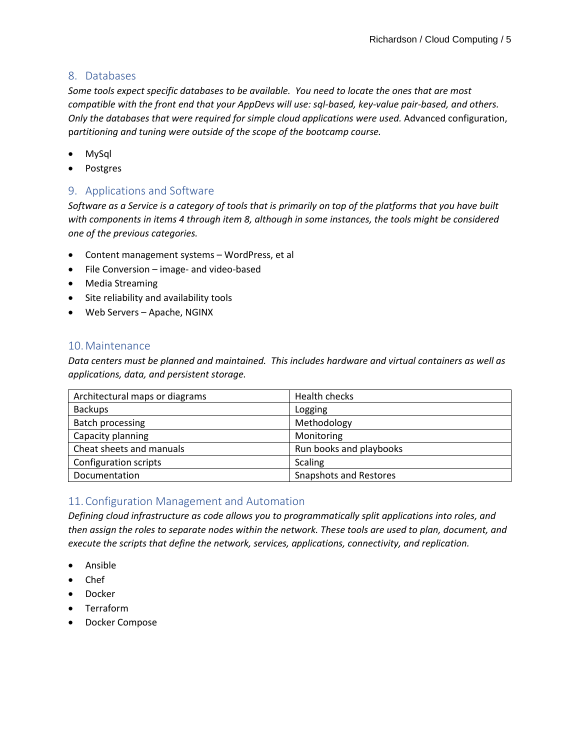## 8. Databases

*Some tools expect specific databases to be available.  You need to locate the ones that are most compatible with the front end that your AppDevs will use: sql-based, key-value pair-based, and others. Only the databases that were required for simple cloud applications were used.* Advanced configuration, *partitioning and tuning were outside of the scope of the bootcamp course.*

- MySql
- Postgres

## 9. Applications and Software

*Software as a Service is a category of tools that is primarily on top of the platforms that you have built with components in items 4 through item 8, although in some instances, the tools might be considered one of the previous categories.*

- Content management systems – WordPress, et al
- File Conversion – image- and video-based
- Media Streaming
- Site reliability and availability tools
- Web Servers – Apache, NGINX

## 10. Maintenance

*Data centers must be planned and maintained.  This includes hardware and virtual containers as well as applications, data, and persistent storage.*

| | |
|---|---|
| Architectural maps or diagrams | Health checks |
| Backups | Logging |
| Batch processing | Methodology |
| Capacity planning | Monitoring |
| Cheat sheets and manuals | Run books and playbooks |
| Configuration scripts | Scaling |
| Documentation | Snapshots and Restores |

## 11. Configuration Management and Automation

*Defining cloud infrastructure as code allows you to programmatically split applications into roles, and then assign the roles to separate nodes within the network. These tools are used to plan, document, and execute the scripts that define the network, services, applications, connectivity, and replication.*

- Ansible
- Chef
- Docker
- Terraform
- Docker Compose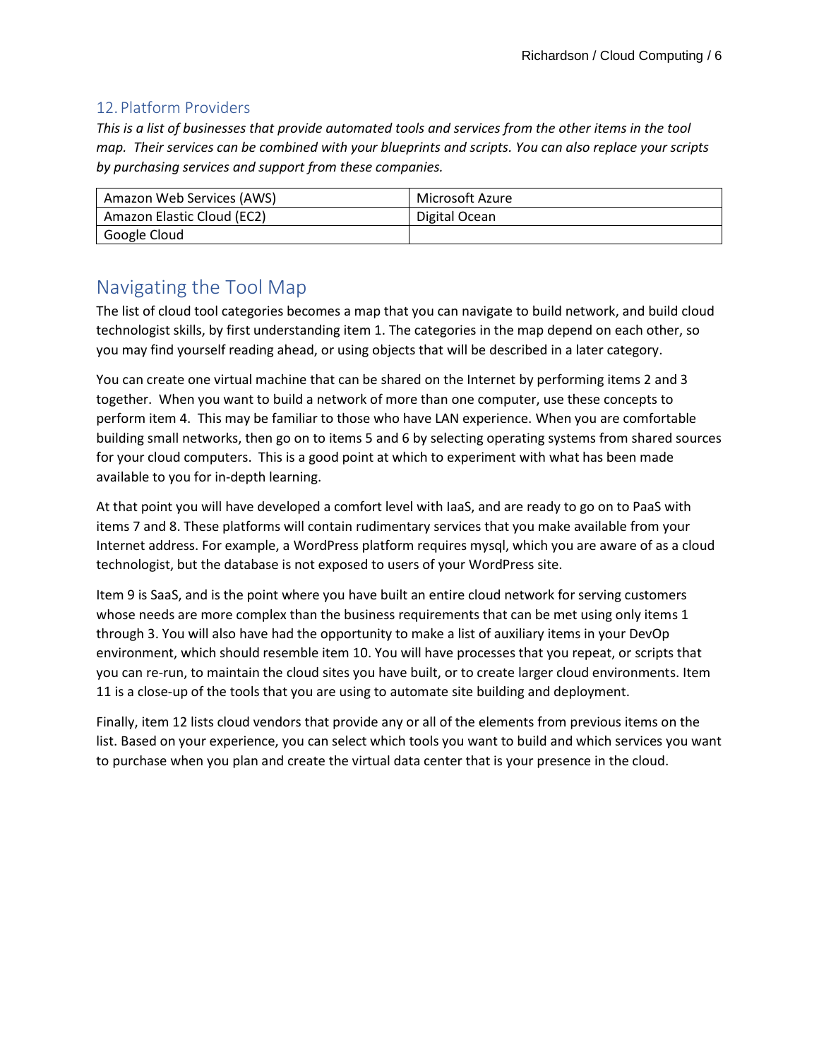### 12. Platform Providers

*This is a list of businesses that provide automated tools and services from the other items in the tool map. Their services can be combined with your blueprints and scripts. You can also replace your scripts by purchasing services and support from these companies.*

| | |
|---|---|
| Amazon Web Services (AWS) | Microsoft Azure |
| Amazon Elastic Cloud (EC2) | Digital Ocean |
| Google Cloud | |

## Navigating the Tool Map

The list of cloud tool categories becomes a map that you can navigate to build network, and build cloud technologist skills, by first understanding item 1. The categories in the map depend on each other, so you may find yourself reading ahead, or using objects that will be described in a later category.

You can create one virtual machine that can be shared on the Internet by performing items 2 and 3 together. When you want to build a network of more than one computer, use these concepts to perform item 4. This may be familiar to those who have LAN experience. When you are comfortable building small networks, then go on to items 5 and 6 by selecting operating systems from shared sources for your cloud computers. This is a good point at which to experiment with what has been made available to you for in-depth learning.

At that point you will have developed a comfort level with IaaS, and are ready to go on to PaaS with items 7 and 8. These platforms will contain rudimentary services that you make available from your Internet address. For example, a WordPress platform requires mysql, which you are aware of as a cloud technologist, but the database is not exposed to users of your WordPress site.

Item 9 is SaaS, and is the point where you have built an entire cloud network for serving customers whose needs are more complex than the business requirements that can be met using only items 1 through 3. You will also have had the opportunity to make a list of auxiliary items in your DevOp environment, which should resemble item 10. You will have processes that you repeat, or scripts that you can re-run, to maintain the cloud sites you have built, or to create larger cloud environments. Item 11 is a close-up of the tools that you are using to automate site building and deployment.

Finally, item 12 lists cloud vendors that provide any or all of the elements from previous items on the list. Based on your experience, you can select which tools you want to build and which services you want to purchase when you plan and create the virtual data center that is your presence in the cloud.